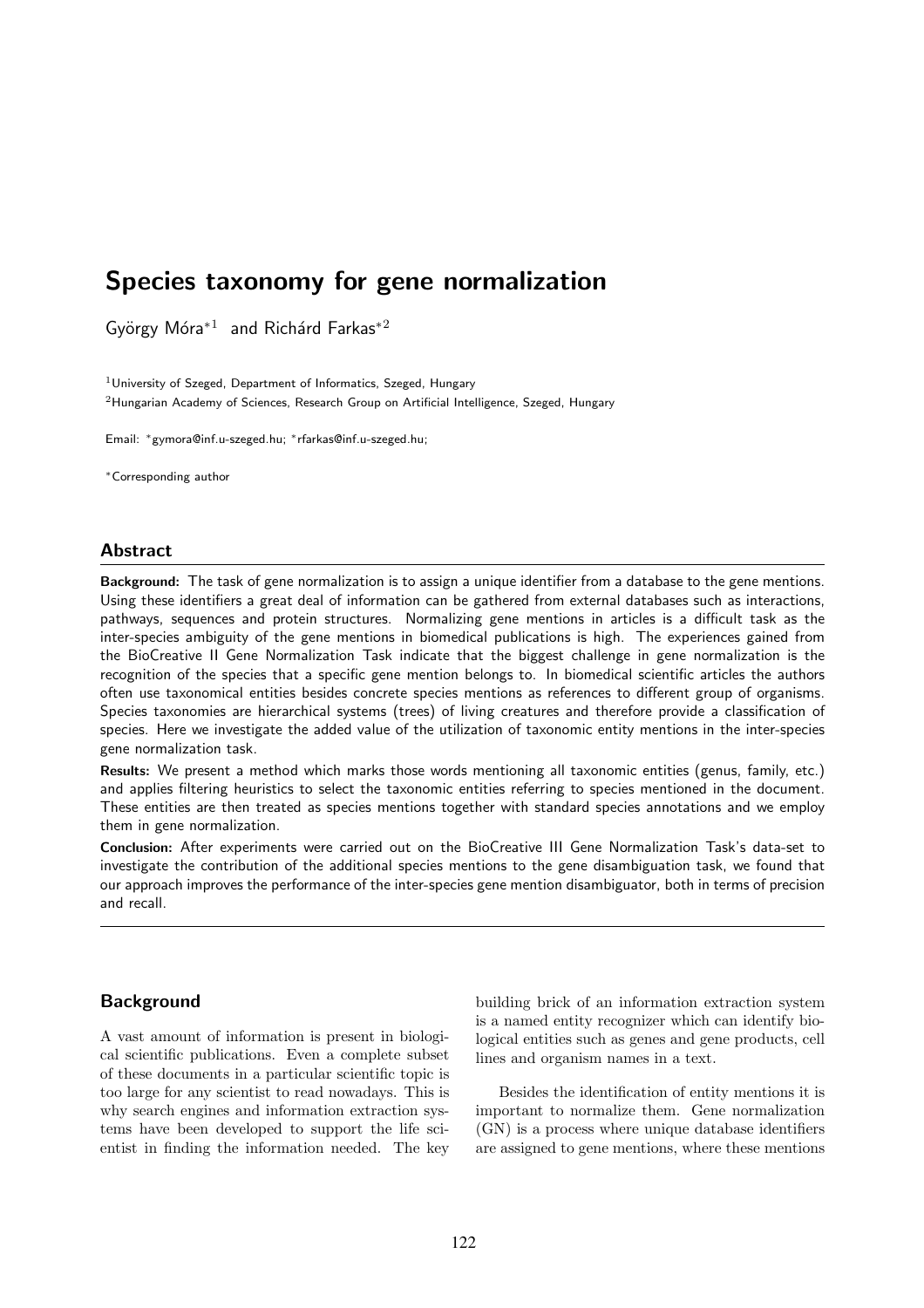# Species taxonomy for gene normalization

György Móra*[1] and Richárd Farkas*[2]

[1]University of Szeged, Department of Informatics, Szeged, Hungary

[2]Hungarian Academy of Sciences, Research Group on Artificial Intelligence, Szeged, Hungary

Email: *gymora@inf.u-szeged.hu; *rfarkas@inf.u-szeged.hu;

*Corresponding author

## Abstract

**Background:** The task of gene normalization is to assign a unique identifier from a database to the gene mentions. Using these identifiers a great deal of information can be gathered from external databases such as interactions, pathways, sequences and protein structures. Normalizing gene mentions in articles is a difficult task as the inter-species ambiguity of the gene mentions in biomedical publications is high. The experiences gained from the BioCreative II Gene Normalization Task indicate that the biggest challenge in gene normalization is the recognition of the species that a specific gene mention belongs to. In biomedical scientific articles the authors often use taxonomical entities besides concrete species mentions as references to different group of organisms. Species taxonomies are hierarchical systems (trees) of living creatures and therefore provide a classification of species. Here we investigate the added value of the utilization of taxonomic entity mentions in the inter-species gene normalization task.

**Results:** We present a method which marks those words mentioning all taxonomic entities (genus, family, etc.) and applies filtering heuristics to select the taxonomic entities referring to species mentioned in the document. These entities are then treated as species mentions together with standard species annotations and we employ them in gene normalization.

**Conclusion:** After experiments were carried out on the BioCreative III Gene Normalization Task's data-set to investigate the contribution of the additional species mentions to the gene disambiguation task, we found that our approach improves the performance of the inter-species gene mention disambiguator, both in terms of precision and recall.

## Background

A vast amount of information is present in biological scientific publications. Even a complete subset of these documents in a particular scientific topic is too large for any scientist to read nowadays. This is why search engines and information extraction systems have been developed to support the life scientist in finding the information needed. The key building brick of an information extraction system is a named entity recognizer which can identify biological entities such as genes and gene products, cell lines and organism names in a text.

Besides the identification of entity mentions it is important to normalize them. Gene normalization (GN) is a process where unique database identifiers are assigned to gene mentions, where these mentions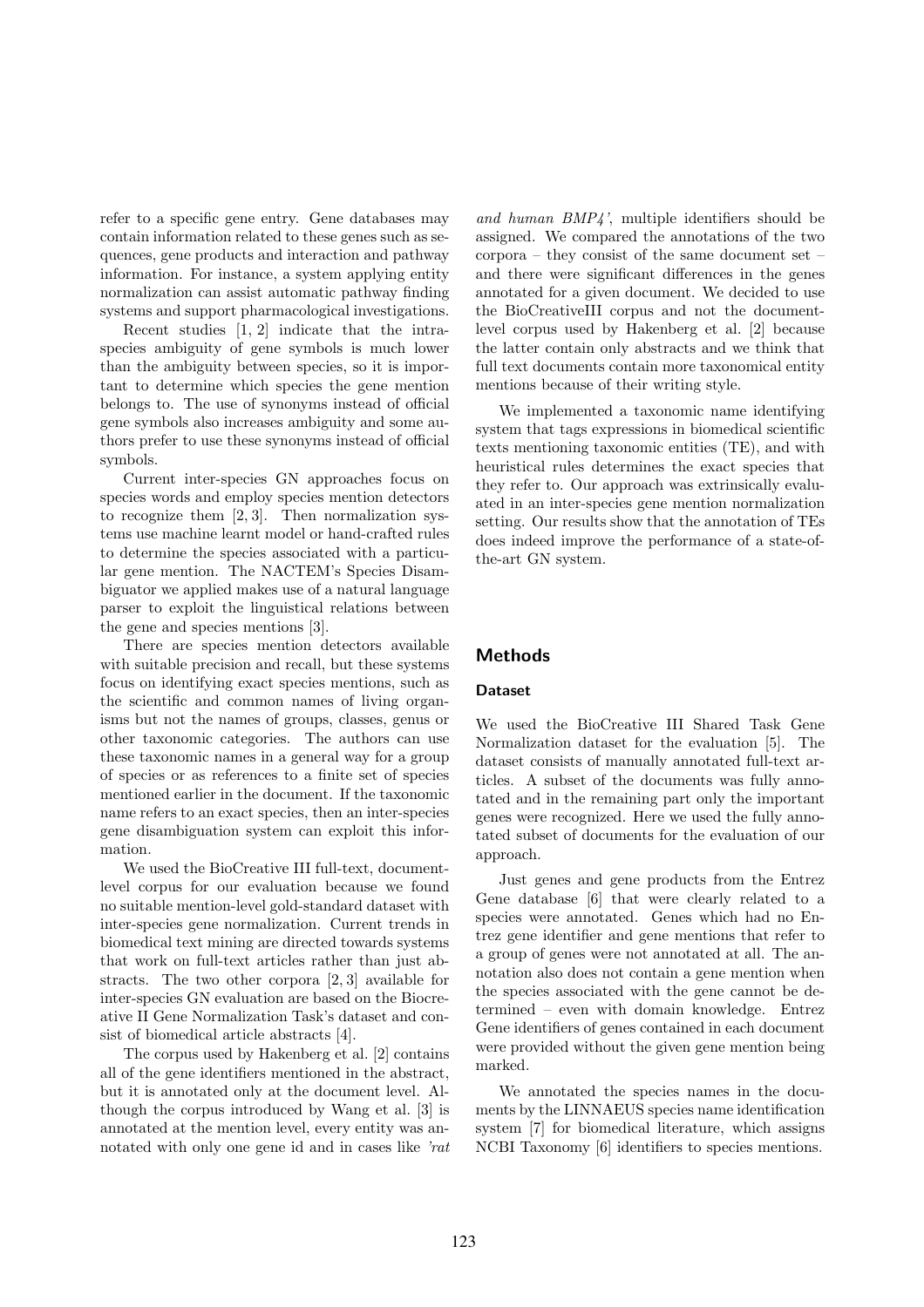refer to a specific gene entry. Gene databases may contain information related to these genes such as sequences, gene products and interaction and pathway information. For instance, a system applying entity normalization can assist automatic pathway finding systems and support pharmacological investigations.

Recent studies [1, 2] indicate that the intra-species ambiguity of gene symbols is much lower than the ambiguity between species, so it is important to determine which species the gene mention belongs to. The use of synonyms instead of official gene symbols also increases ambiguity and some authors prefer to use these synonyms instead of official symbols.

Current inter-species GN approaches focus on species words and employ species mention detectors to recognize them [2, 3]. Then normalization systems use machine learnt model or hand-crafted rules to determine the species associated with a particular gene mention. The NACTEM's Species Disambiguator we applied makes use of a natural language parser to exploit the linguistical relations between the gene and species mentions [3].

There are species mention detectors available with suitable precision and recall, but these systems focus on identifying exact species mentions, such as the scientific and common names of living organisms but not the names of groups, classes, genus or other taxonomic categories. The authors can use these taxonomic names in a general way for a group of species or as references to a finite set of species mentioned earlier in the document. If the taxonomic name refers to an exact species, then an inter-species gene disambiguation system can exploit this information.

We used the BioCreative III full-text, document-level corpus for our evaluation because we found no suitable mention-level gold-standard dataset with inter-species gene normalization. Current trends in biomedical text mining are directed towards systems that work on full-text articles rather than just abstracts. The two other corpora [2, 3] available for inter-species GN evaluation are based on the Biocreative II Gene Normalization Task's dataset and consist of biomedical article abstracts [4].

The corpus used by Hakenberg et al. [2] contains all of the gene identifiers mentioned in the abstract, but it is annotated only at the document level. Although the corpus introduced by Wang et al. [3] is annotated at the mention level, every entity was annotated with only one gene id and in cases like *'rat and human BMP4'*, multiple identifiers should be assigned. We compared the annotations of the two corpora – they consist of the same document set – and there were significant differences in the genes annotated for a given document. We decided to use the BioCreativeIII corpus and not the document-level corpus used by Hakenberg et al. [2] because the latter contain only abstracts and we think that full text documents contain more taxonomical entity mentions because of their writing style.

We implemented a taxonomic name identifying system that tags expressions in biomedical scientific texts mentioning taxonomic entities (TE), and with heuristical rules determines the exact species that they refer to. Our approach was extrinsically evaluated in an inter-species gene mention normalization setting. Our results show that the annotation of TEs does indeed improve the performance of a state-of-the-art GN system.

## Methods

### Dataset

We used the BioCreative III Shared Task Gene Normalization dataset for the evaluation [5]. The dataset consists of manually annotated full-text articles. A subset of the documents was fully annotated and in the remaining part only the important genes were recognized. Here we used the fully annotated subset of documents for the evaluation of our approach.

Just genes and gene products from the Entrez Gene database [6] that were clearly related to a species were annotated. Genes which had no Entrez gene identifier and gene mentions that refer to a group of genes were not annotated at all. The annotation also does not contain a gene mention when the species associated with the gene cannot be determined – even with domain knowledge. Entrez Gene identifiers of genes contained in each document were provided without the given gene mention being marked.

We annotated the species names in the documents by the LINNAEUS species name identification system [7] for biomedical literature, which assigns NCBI Taxonomy [6] identifiers to species mentions.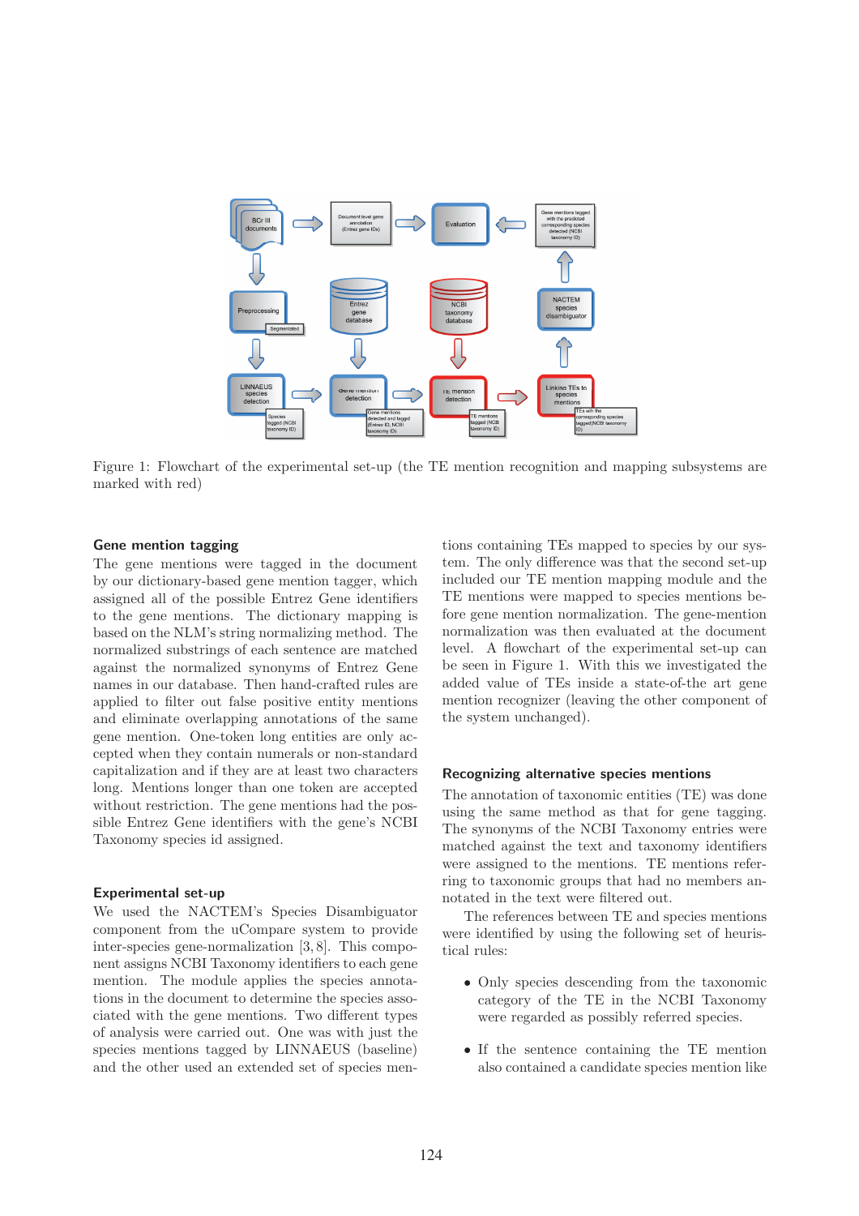Figure 1: Flowchart of the experimental set-up (the TE mention recognition and mapping subsystems are marked with red)

## Gene mention tagging

The gene mentions were tagged in the document by our dictionary-based gene mention tagger, which assigned all of the possible Entrez Gene identifiers to the gene mentions. The dictionary mapping is based on the NLM's string normalizing method. The normalized substrings of each sentence are matched against the normalized synonyms of Entrez Gene names in our database. Then hand-crafted rules are applied to filter out false positive entity mentions and eliminate overlapping annotations of the same gene mention. One-token long entities are only accepted when they contain numerals or non-standard capitalization and if they are at least two characters long. Mentions longer than one token are accepted without restriction. The gene mentions had the possible Entrez Gene identifiers with the gene's NCBI Taxonomy species id assigned.

## Experimental set-up

We used the NACTEM's Species Disambiguator component from the uCompare system to provide inter-species gene-normalization [3, 8]. This component assigns NCBI Taxonomy identifiers to each gene mention. The module applies the species annotations in the document to determine the species associated with the gene mentions. Two different types of analysis were carried out. One was with just the species mentions tagged by LINNAEUS (baseline) and the other used an extended set of species mentions containing TEs mapped to species by our system. The only difference was that the second set-up included our TE mention mapping module and the TE mentions were mapped to species mentions before gene mention normalization. The gene-mention normalization was then evaluated at the document level. A flowchart of the experimental set-up can be seen in Figure 1. With this we investigated the added value of TEs inside a state-of-the art gene mention recognizer (leaving the other component of the system unchanged).

## Recognizing alternative species mentions

The annotation of taxonomic entities (TE) was done using the same method as that for gene tagging. The synonyms of the NCBI Taxonomy entries were matched against the text and taxonomy identifiers were assigned to the mentions. TE mentions referring to taxonomic groups that had no members annotated in the text were filtered out.

The references between TE and species mentions were identified by using the following set of heuristical rules:

- Only species descending from the taxonomic category of the TE in the NCBI Taxonomy were regarded as possibly referred species.
- If the sentence containing the TE mention also contained a candidate species mention like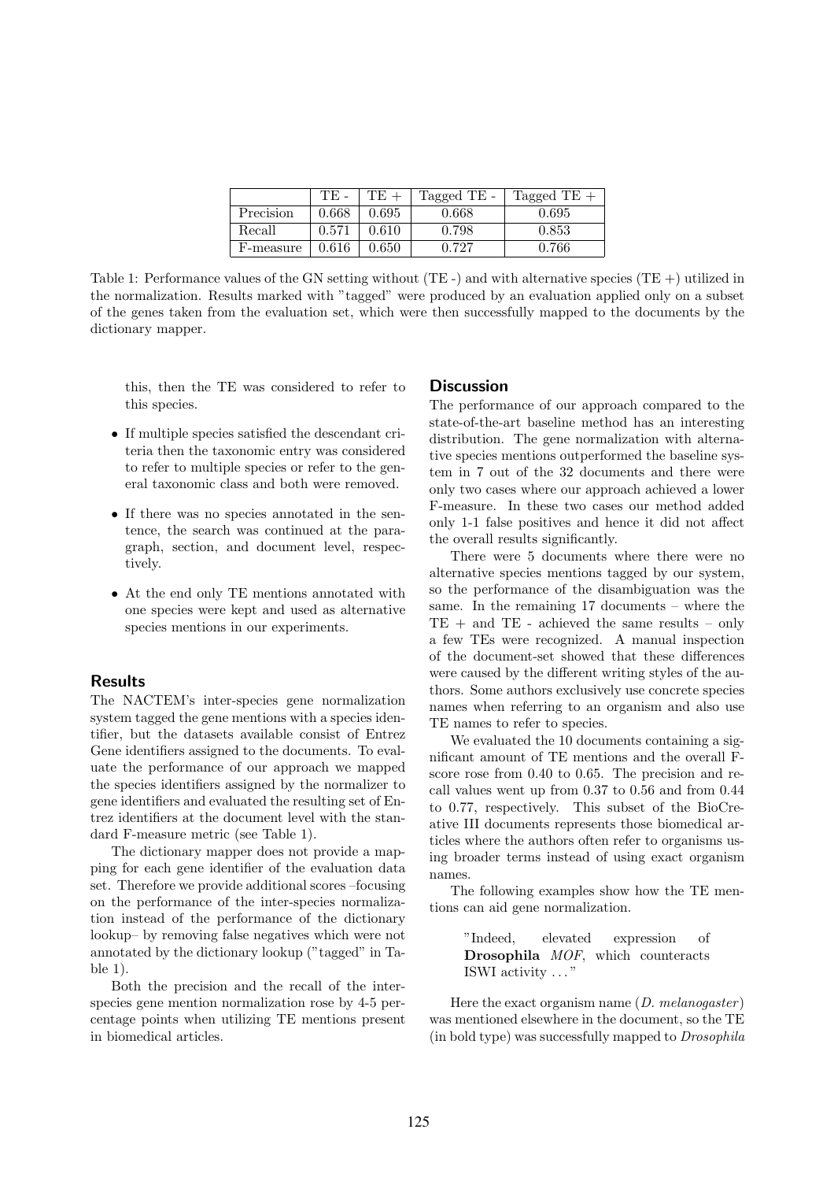|  | TE - | TE + | Tagged TE - | Tagged TE + |
|---|---|---|---|---|
| Precision | 0.668 | 0.695 | 0.668 | 0.695 |
| Recall | 0.571 | 0.610 | 0.798 | 0.853 |
| F-measure | 0.616 | 0.650 | 0.727 | 0.766 |

Table 1: Performance values of the GN setting without (TE -) and with alternative species (TE +) utilized in the normalization. Results marked with "tagged" were produced by an evaluation applied only on a subset of the genes taken from the evaluation set, which were then successfully mapped to the documents by the dictionary mapper.

this, then the TE was considered to refer to this species.

- If multiple species satisfied the descendant criteria then the taxonomic entry was considered to refer to multiple species or refer to the general taxonomic class and both were removed.
- If there was no species annotated in the sentence, the search was continued at the paragraph, section, and document level, respectively.
- At the end only TE mentions annotated with one species were kept and used as alternative species mentions in our experiments.

## Results

The NACTEM's inter-species gene normalization system tagged the gene mentions with a species identifier, but the datasets available consist of Entrez Gene identifiers assigned to the documents. To evaluate the performance of our approach we mapped the species identifiers assigned by the normalizer to gene identifiers and evaluated the resulting set of Entrez identifiers at the document level with the standard F-measure metric (see Table 1).

The dictionary mapper does not provide a mapping for each gene identifier of the evaluation data set. Therefore we provide additional scores –focusing on the performance of the inter-species normalization instead of the performance of the dictionary lookup– by removing false negatives which were not annotated by the dictionary lookup ("tagged" in Table 1).

Both the precision and the recall of the inter-species gene mention normalization rose by 4-5 percentage points when utilizing TE mentions present in biomedical articles.

## Discussion

The performance of our approach compared to the state-of-the-art baseline method has an interesting distribution. The gene normalization with alternative species mentions outperformed the baseline system in 7 out of the 32 documents and there were only two cases where our approach achieved a lower F-measure. In these two cases our method added only 1-1 false positives and hence it did not affect the overall results significantly.

There were 5 documents where there were no alternative species mentions tagged by our system, so the performance of the disambiguation was the same. In the remaining 17 documents – where the TE + and TE - achieved the same results – only a few TEs were recognized. A manual inspection of the document-set showed that these differences were caused by the different writing styles of the authors. Some authors exclusively use concrete species names when referring to an organism and also use TE names to refer to species.

We evaluated the 10 documents containing a significant amount of TE mentions and the overall F-score rose from 0.40 to 0.65. The precision and recall values went up from 0.37 to 0.56 and from 0.44 to 0.77, respectively. This subset of the BioCreative III documents represents those biomedical articles where the authors often refer to organisms using broader terms instead of using exact organism names.

The following examples show how the TE mentions can aid gene normalization.

> "Indeed, elevated expression of **Drosophila** *MOF*, which counteracts ISWI activity ..."

Here the exact organism name (*D. melanogaster*) was mentioned elsewhere in the document, so the TE (in bold type) was successfully mapped to *Drosophila*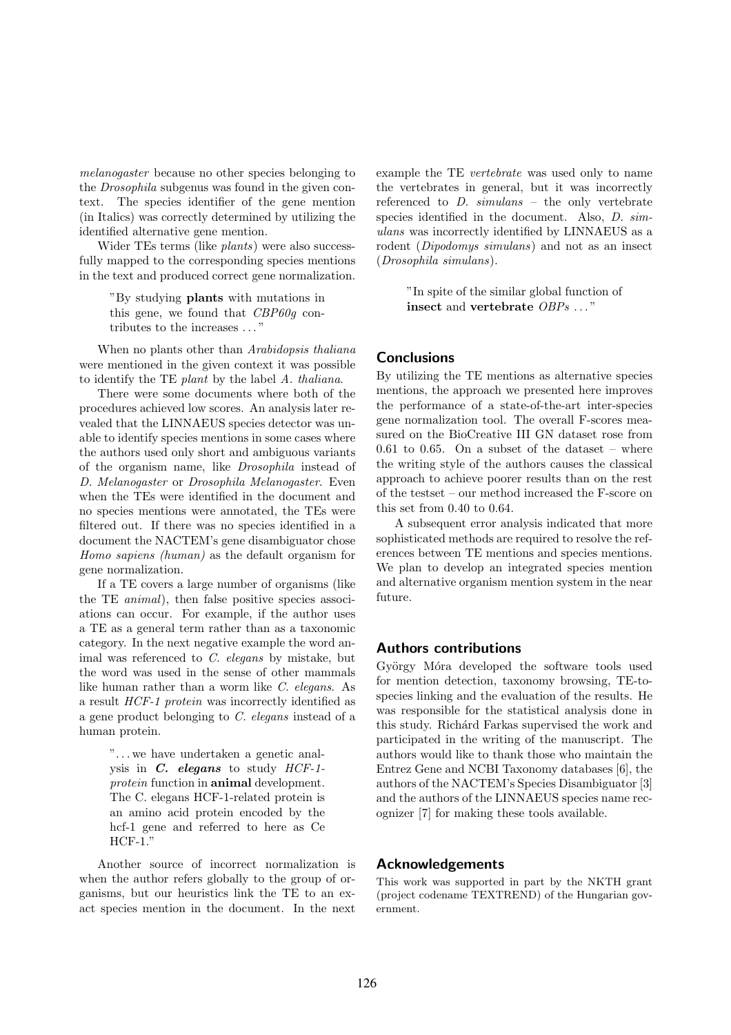*melanogaster* because no other species belonging to the *Drosophila* subgenus was found in the given context. The species identifier of the gene mention (in Italics) was correctly determined by utilizing the identified alternative gene mention.

Wider TEs terms (like *plants*) were also successfully mapped to the corresponding species mentions in the text and produced correct gene normalization.

> "By studying **plants** with mutations in this gene, we found that *CBP60g* contributes to the increases ..."

When no plants other than *Arabidopsis thaliana* were mentioned in the given context it was possible to identify the TE *plant* by the label *A. thaliana*.

There were some documents where both of the procedures achieved low scores. An analysis later revealed that the LINNAEUS species detector was unable to identify species mentions in some cases where the authors used only short and ambiguous variants of the organism name, like *Drosophila* instead of *D. Melanogaster* or *Drosophila Melanogaster*. Even when the TEs were identified in the document and no species mentions were annotated, the TEs were filtered out. If there was no species identified in a document the NACTEM's gene disambiguator chose *Homo sapiens (human)* as the default organism for gene normalization.

If a TE covers a large number of organisms (like the TE *animal*), then false positive species associations can occur. For example, if the author uses a TE as a general term rather than as a taxonomic category. In the next negative example the word animal was referenced to *C. elegans* by mistake, but the word was used in the sense of other mammals like human rather than a worm like *C. elegans*. As a result *HCF-1 protein* was incorrectly identified as a gene product belonging to *C. elegans* instead of a human protein.

> "... we have undertaken a genetic analysis in ***C. elegans*** to study *HCF-1-protein* function in **animal** development. The C. elegans HCF-1-related protein is an amino acid protein encoded by the hcf-1 gene and referred to here as Ce HCF-1."

Another source of incorrect normalization is when the author refers globally to the group of organisms, but our heuristics link the TE to an exact species mention in the document. In the next example the TE *vertebrate* was used only to name the vertebrates in general, but it was incorrectly referenced to *D. simulans* – the only vertebrate species identified in the document. Also, *D. simulans* was incorrectly identified by LINNAEUS as a rodent (*Dipodomys simulans*) and not as an insect (*Drosophila simulans*).

> "In spite of the similar global function of **insect** and **vertebrate** *OBPs* ..."

## Conclusions

By utilizing the TE mentions as alternative species mentions, the approach we presented here improves the performance of a state-of-the-art inter-species gene normalization tool. The overall F-scores measured on the BioCreative III GN dataset rose from 0.61 to 0.65. On a subset of the dataset – where the writing style of the authors causes the classical approach to achieve poorer results than on the rest of the testset – our method increased the F-score on this set from 0.40 to 0.64.

A subsequent error analysis indicated that more sophisticated methods are required to resolve the references between TE mentions and species mentions. We plan to develop an integrated species mention and alternative organism mention system in the near future.

## Authors contributions

György Móra developed the software tools used for mention detection, taxonomy browsing, TE-to-species linking and the evaluation of the results. He was responsible for the statistical analysis done in this study. Richárd Farkas supervised the work and participated in the writing of the manuscript. The authors would like to thank those who maintain the Entrez Gene and NCBI Taxonomy databases [6], the authors of the NACTEM's Species Disambiguator [3] and the authors of the LINNAEUS species name recognizer [7] for making these tools available.

## Acknowledgements

This work was supported in part by the NKTH grant (project codename TEXTREND) of the Hungarian government.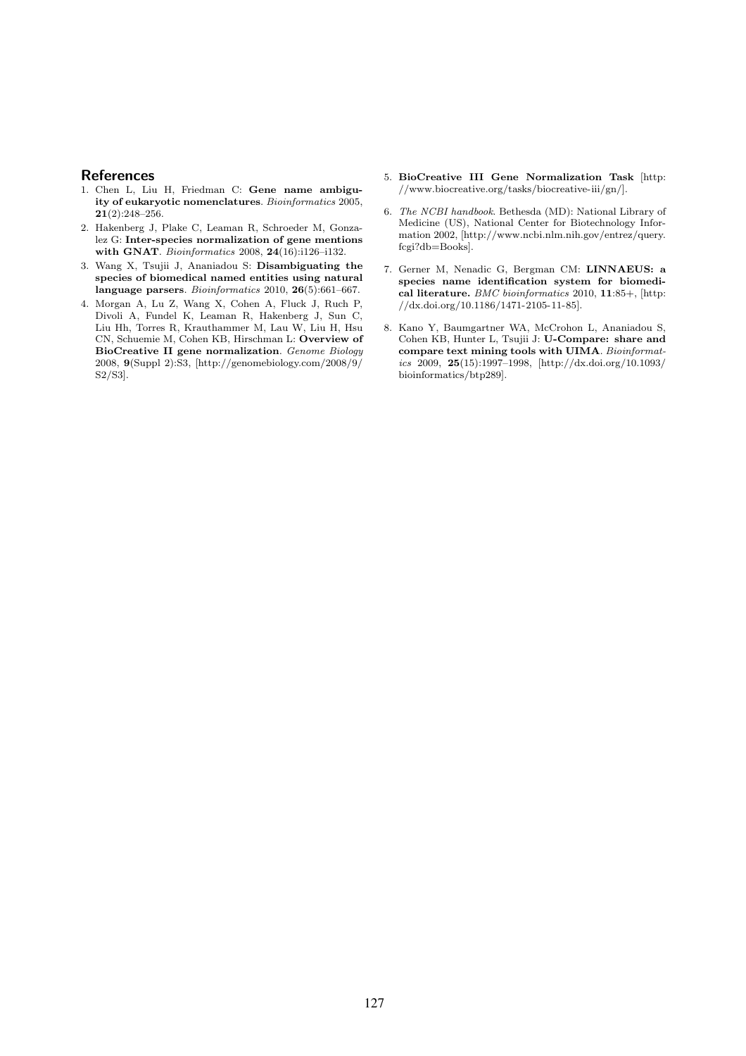## References

1. Chen L, Liu H, Friedman C: **Gene name ambiguity of eukaryotic nomenclatures**. *Bioinformatics* 2005, **21**(2):248–256.
2. Hakenberg J, Plake C, Leaman R, Schroeder M, Gonzalez G: **Inter-species normalization of gene mentions with GNAT**. *Bioinformatics* 2008, **24**(16):i126–i132.
3. Wang X, Tsujii J, Ananiadou S: **Disambiguating the species of biomedical named entities using natural language parsers**. *Bioinformatics* 2010, **26**(5):661–667.
4. Morgan A, Lu Z, Wang X, Cohen A, Fluck J, Ruch P, Divoli A, Fundel K, Leaman R, Hakenberg J, Sun C, Liu Hh, Torres R, Krauthammer M, Lau W, Liu H, Hsu CN, Schuemie M, Cohen KB, Hirschman L: **Overview of BioCreative II gene normalization**. *Genome Biology* 2008, **9**(Suppl 2):S3, [http://genomebiology.com/2008/9/S2/S3].
5. **BioCreative III Gene Normalization Task** [http://www.biocreative.org/tasks/biocreative-iii/gn/].
6. *The NCBI handbook*. Bethesda (MD): National Library of Medicine (US), National Center for Biotechnology Information 2002, [http://www.ncbi.nlm.nih.gov/entrez/query.fcgi?db=Books].
7. Gerner M, Nenadic G, Bergman CM: **LINNAEUS: a species name identification system for biomedical literature.** *BMC bioinformatics* 2010, **11**:85+, [http://dx.doi.org/10.1186/1471-2105-11-85].
8. Kano Y, Baumgartner WA, McCrohon L, Ananiadou S, Cohen KB, Hunter L, Tsujii J: **U-Compare: share and compare text mining tools with UIMA**. *Bioinformatics* 2009, **25**(15):1997–1998, [http://dx.doi.org/10.1093/bioinformatics/btp289].